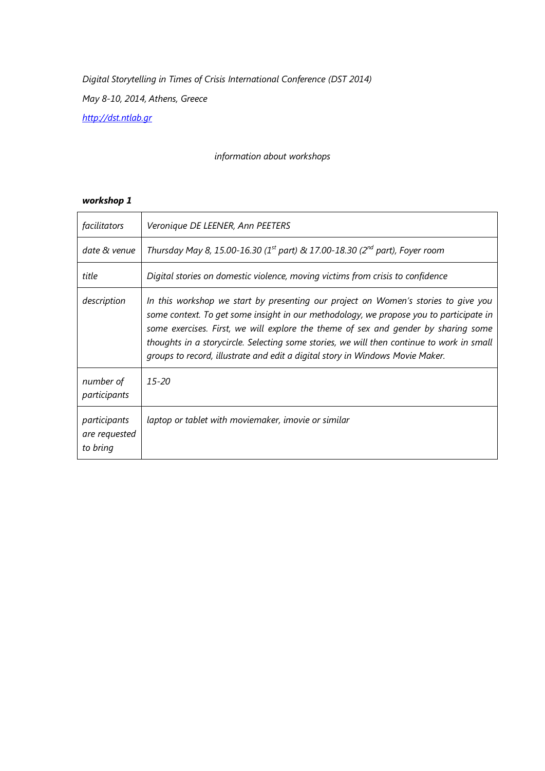*Digital Storytelling in Times of Crisis International Conference (DST 2014)*

*May 8-10, 2014, Athens, Greece*

*http://dst.ntlab.gr*

*information about workshops*

***workshop 1***

| | |
|---|---|
| *facilitators* | *Veronique DE LEENER, Ann PEETERS* |
| *date & venue* | *Thursday May 8, 15.00-16.30 (1st part) & 17.00-18.30 (2nd part), Foyer room* |
| *title* | *Digital stories on domestic violence, moving victims from crisis to confidence* |
| *description* | *In this workshop we start by presenting our project on Women's stories to give you some context. To get some insight in our methodology, we propose you to participate in some exercises. First, we will explore the theme of sex and gender by sharing some thoughts in a storycircle. Selecting some stories, we will then continue to work in small groups to record, illustrate and edit a digital story in Windows Movie Maker.* |
| *number of participants* | *15-20* |
| *participants are requested to bring* | *laptop or tablet with moviemaker, imovie or similar* |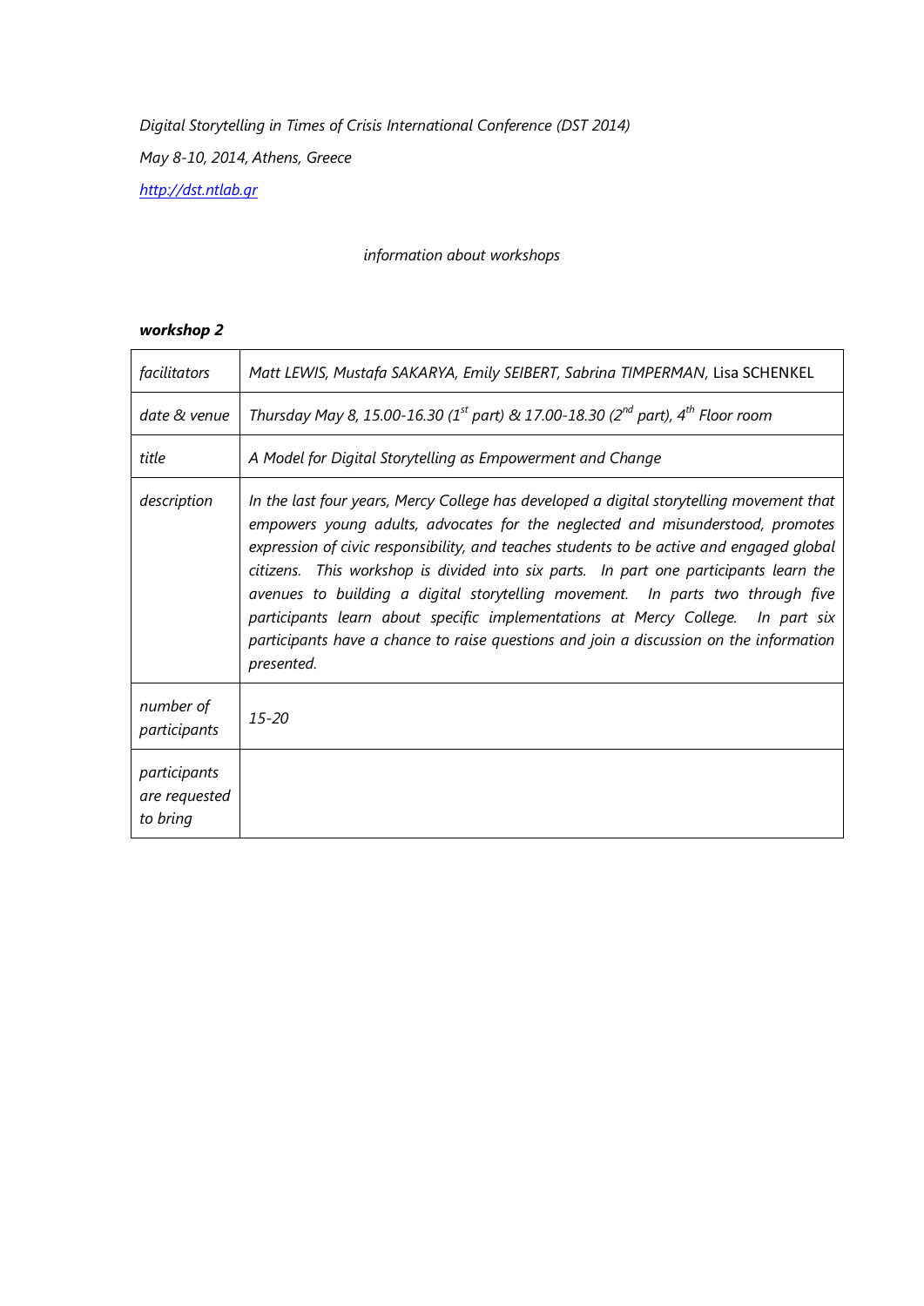*Digital Storytelling in Times of Crisis International Conference (DST 2014)*

*May 8-10, 2014, Athens, Greece*

*http://dst.ntlab.gr*

*information about workshops*

**workshop 2**

| | |
|---|---|
| *facilitators* | *Matt LEWIS, Mustafa SAKARYA, Emily SEIBERT, Sabrina TIMPERMAN,* Lisa SCHENKEL |
| *date & venue* | *Thursday May 8, 15.00-16.30 (1st part) & 17.00-18.30 (2nd part), 4th Floor room* |
| *title* | *A Model for Digital Storytelling as Empowerment and Change* |
| *description* | *In the last four years, Mercy College has developed a digital storytelling movement that empowers young adults, advocates for the neglected and misunderstood, promotes expression of civic responsibility, and teaches students to be active and engaged global citizens. This workshop is divided into six parts. In part one participants learn the avenues to building a digital storytelling movement. In parts two through five participants learn about specific implementations at Mercy College. In part six participants have a chance to raise questions and join a discussion on the information presented.* |
| *number of participants* | *15-20* |
| *participants are requested to bring* | |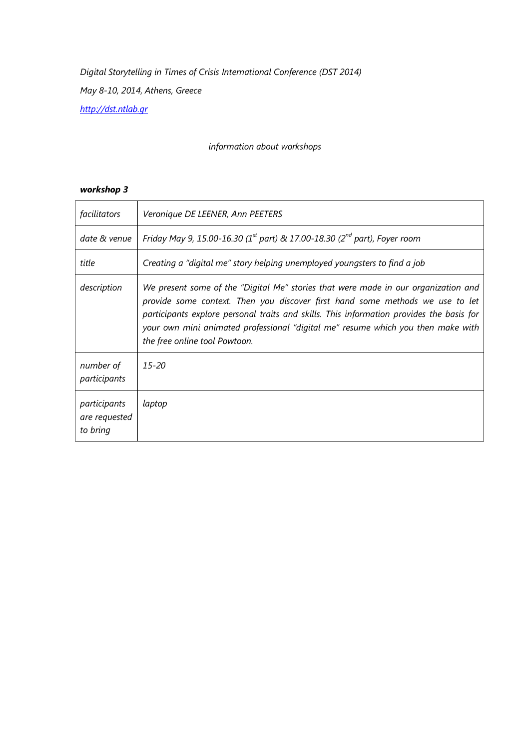*Digital Storytelling in Times of Crisis International Conference (DST 2014)*

*May 8-10, 2014, Athens, Greece*

*http://dst.ntlab.gr*

*information about workshops*

***workshop 3***

| *facilitators* | *Veronique DE LEENER, Ann PEETERS* |
|---|---|
| *date & venue* | *Friday May 9, 15.00-16.30 (1st part) & 17.00-18.30 (2nd part), Foyer room* |
| *title* | *Creating a "digital me" story helping unemployed youngsters to find a job* |
| *description* | *We present some of the "Digital Me" stories that were made in our organization and provide some context. Then you discover first hand some methods we use to let participants explore personal traits and skills. This information provides the basis for your own mini animated professional "digital me" resume which you then make with the free online tool Powtoon.* |
| *number of participants* | *15-20* |
| *participants are requested to bring* | *laptop* |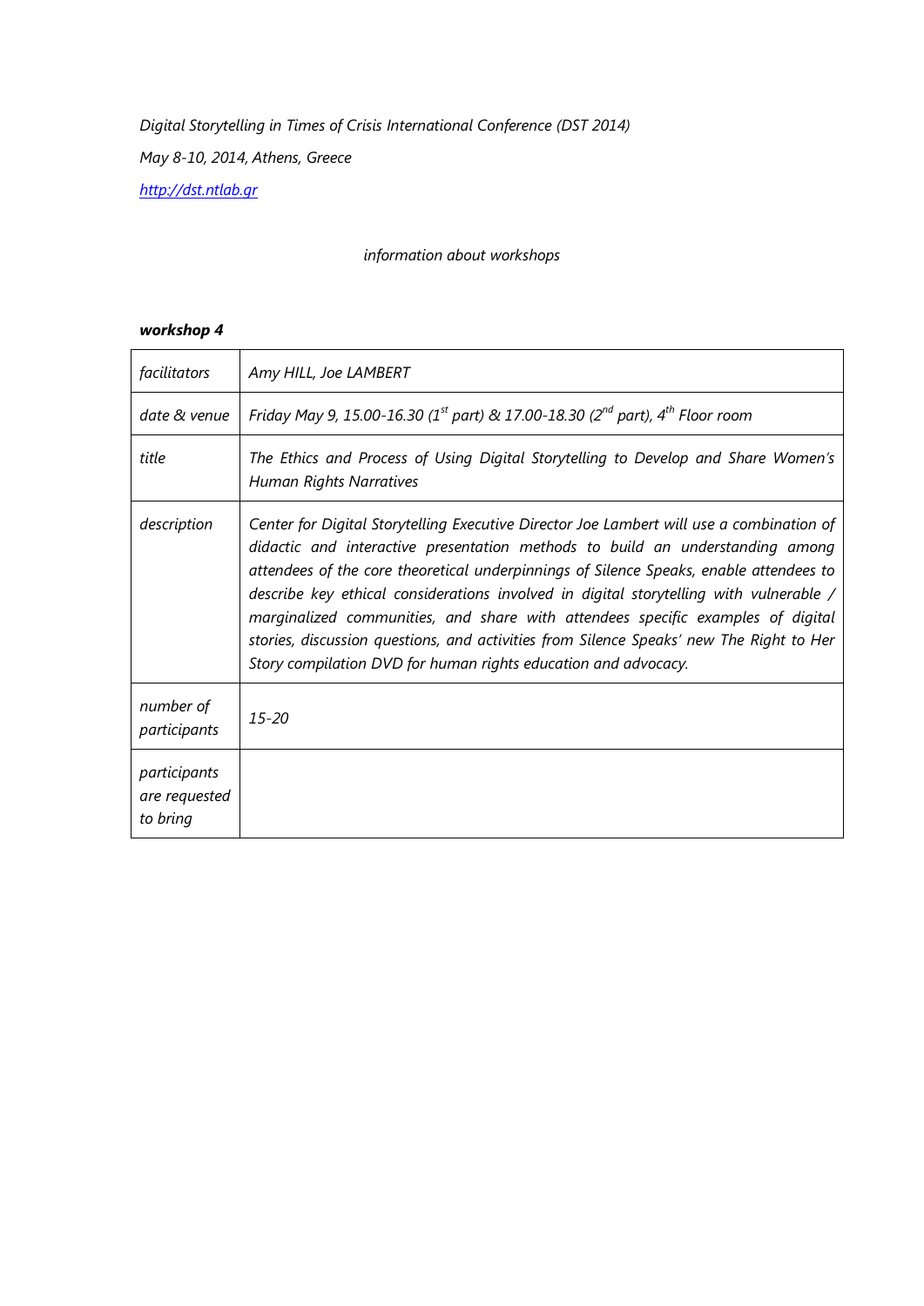*Digital Storytelling in Times of Crisis International Conference (DST 2014)*

*May 8-10, 2014, Athens, Greece*

*[http://dst.ntlab.gr](http://dst.ntlab.gr)*

*information about workshops*

***workshop 4***

| *facilitators* | *Amy HILL, Joe LAMBERT* |
|---|---|
| *date & venue* | *Friday May 9, 15.00-16.30 (1st part) & 17.00-18.30 (2nd part), 4th Floor room* |
| *title* | *The Ethics and Process of Using Digital Storytelling to Develop and Share Women's Human Rights Narratives* |
| *description* | *Center for Digital Storytelling Executive Director Joe Lambert will use a combination of didactic and interactive presentation methods to build an understanding among attendees of the core theoretical underpinnings of Silence Speaks, enable attendees to describe key ethical considerations involved in digital storytelling with vulnerable / marginalized communities, and share with attendees specific examples of digital stories, discussion questions, and activities from Silence Speaks' new The Right to Her Story compilation DVD for human rights education and advocacy.* |
| *number of participants* | *15-20* |
| *participants are requested to bring* | |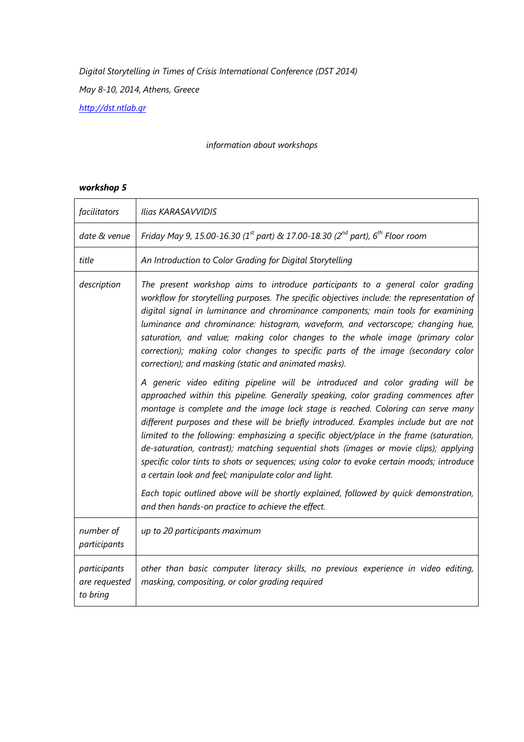*Digital Storytelling in Times of Crisis International Conference (DST 2014)*

*May 8-10, 2014, Athens, Greece*

*[http://dst.ntlab.gr](http://dst.ntlab.gr)*

*information about workshops*

***workshop 5***

| | |
|---|---|
| *facilitators* | *Ilias KARASAVVIDIS* |
| *date & venue* | *Friday May 9, 15.00-16.30 (1st part) & 17.00-18.30 (2nd part), 6th Floor room* |
| *title* | *An Introduction to Color Grading for Digital Storytelling* |
| *description* | *The present workshop aims to introduce participants to a general color grading workflow for storytelling purposes. The specific objectives include: the representation of digital signal in luminance and chrominance components; main tools for examining luminance and chrominance: histogram, waveform, and vectorscope; changing hue, saturation, and value; making color changes to the whole image (primary color correction); making color changes to specific parts of the image (secondary color correction); and masking (static and animated masks).*<br><br>*A generic video editing pipeline will be introduced and color grading will be approached within this pipeline. Generally speaking, color grading commences after montage is complete and the image lock stage is reached. Coloring can serve many different purposes and these will be briefly introduced. Examples include but are not limited to the following: emphasizing a specific object/place in the frame (saturation, de-saturation, contrast); matching sequential shots (images or movie clips); applying specific color tints to shots or sequences; using color to evoke certain moods; introduce a certain look and feel; manipulate color and light.*<br><br>*Each topic outlined above will be shortly explained, followed by quick demonstration, and then hands-on practice to achieve the effect.* |
| *number of participants* | *up to 20 participants maximum* |
| *participants are requested to bring* | *other than basic computer literacy skills, no previous experience in video editing, masking, compositing, or color grading required* |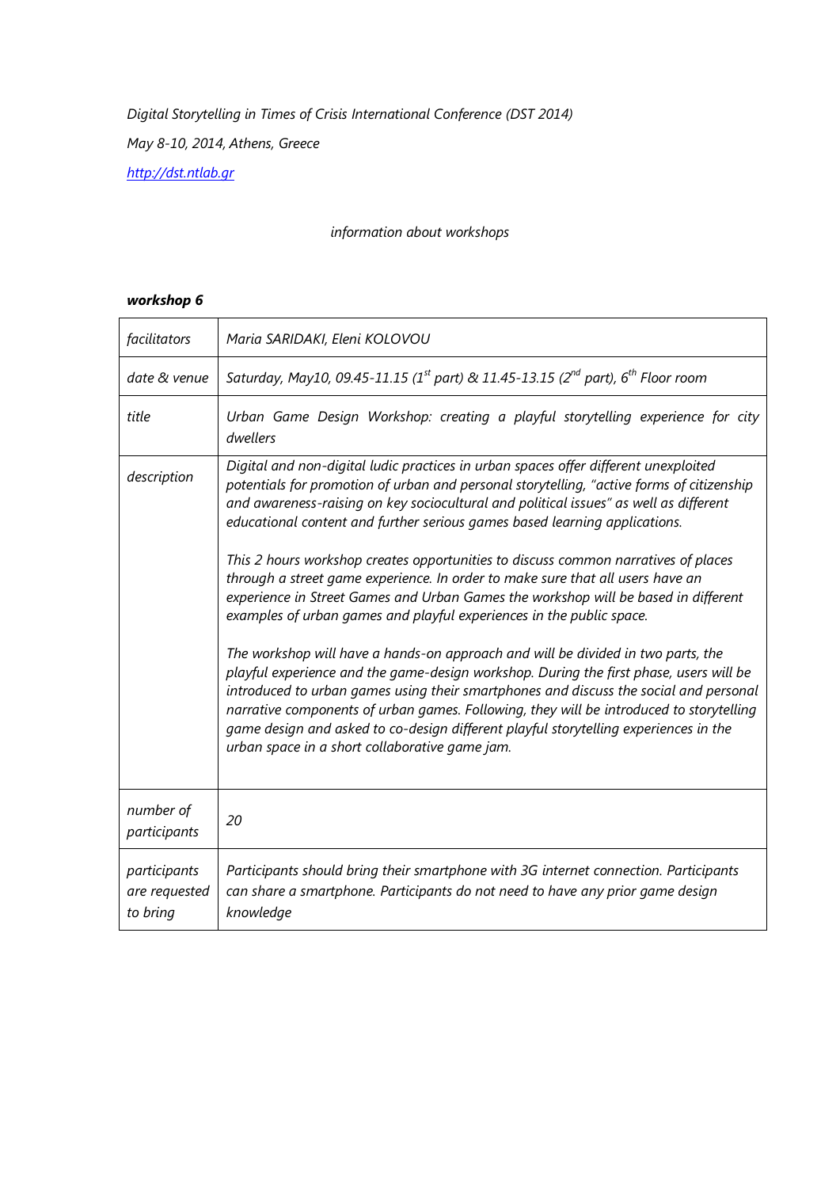*Digital Storytelling in Times of Crisis International Conference (DST 2014)*

*May 8-10, 2014, Athens, Greece*

*[http://dst.ntlab.gr](http://dst.ntlab.gr)*

*information about workshops*

***workshop 6***

| | |
|---|---|
| *facilitators* | *Maria SARIDAKI, Eleni KOLOVOU* |
| *date & venue* | *Saturday, May10, 09.45-11.15 (1st part) & 11.45-13.15 (2nd part), 6th Floor room* |
| *title* | *Urban Game Design Workshop: creating a playful storytelling experience for city dwellers* |
| *description* | *Digital and non-digital ludic practices in urban spaces offer different unexploited potentials for promotion of urban and personal storytelling, "active forms of citizenship and awareness-raising on key sociocultural and political issues" as well as different educational content and further serious games based learning applications.*<br><br>*This 2 hours workshop creates opportunities to discuss common narratives of places through a street game experience. In order to make sure that all users have an experience in Street Games and Urban Games the workshop will be based in different examples of urban games and playful experiences in the public space.*<br><br>*The workshop will have a hands-on approach and will be divided in two parts, the playful experience and the game-design workshop. During the first phase, users will be introduced to urban games using their smartphones and discuss the social and personal narrative components of urban games. Following, they will be introduced to storytelling game design and asked to co-design different playful storytelling experiences in the urban space in a short collaborative game jam.* |
| *number of participants* | *20* |
| *participants are requested to bring* | *Participants should bring their smartphone with 3G internet connection. Participants can share a smartphone. Participants do not need to have any prior game design knowledge* |